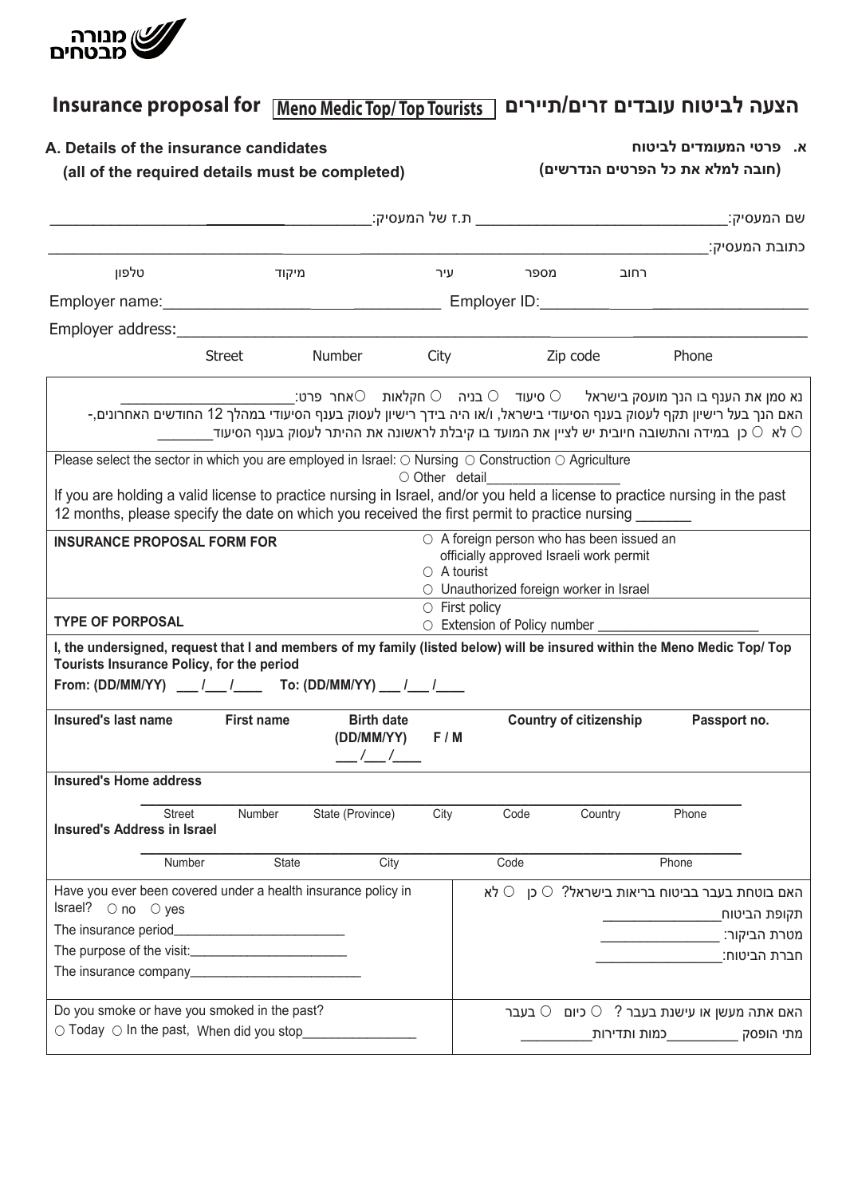מנורה מבטחים

# Insurance proposal for Meno Medic Top/ Top Tourists הצעה לביטוח עובדים זרים/תיירים

## A. Details of the insurance candidates (all of the required details must be completed)

## א. פרטי המעומדים לביטוח (חובה למלא את כל הפרטים הנדרשים)

שם המעסיק:_______________ ת.ז של המעסיק:_______________

כתובת המעסיק:_______________

רחוב מספר עיר מיקוד טלפון

Employer name:_______________ Employer ID:_______________

Employer address:_______________

Street Number City Zip code Phone

נא סמן את הענף בו הנך מועסק בישראל ○ סיעוד ○ בניה ○ חקלאות ○אחר פרט:_______________

האם הנך בעל רישיון תקף לעסוק בענף הסיעודי בישראל, ו/או היה בידך רישיון לעסוק בענף הסיעודי במהלך 12 החודשים האחרונים,-

○ לא ○ כן במידה והתשובה חיובית יש לציין את המועד בו קיבלת לראשונה את ההיתר לעסוק בענף הסיעוד_______

Please select the sector in which you are employed in Israel: ○ Nursing ○ Construction ○ Agriculture ○ Other detail_______________

If you are holding a valid license to practice nursing in Israel, and/or you held a license to practice nursing in the past 12 months, please specify the date on which you received the first permit to practice nursing _______

**INSURANCE PROPOSAL FORM FOR**
○ A foreign person who has been issued an officially approved Israeli work permit
○ A tourist
○ Unauthorized foreign worker in Israel

**TYPE OF PORPOSAL**
○ First policy
○ Extension of Policy number _______________

**I, the undersigned, request that I and members of my family (listed below) will be insured within the Meno Medic Top/ Top Tourists Insurance Policy, for the period**

**From: (DD/MM/YY)** ___ /___ /____ **To: (DD/MM/YY)** ___ /___ /____

| Insured's last name | First name | Birth date (DD/MM/YY) | F / M | Country of citizenship | Passport no. |
|---|---|---|---|---|---|
| | | ___ /___ /____ | | | |

**Insured's Home address**

_______________

Street Number State (Province) City Code Country Phone

**Insured's Address in Israel**

_______________

Number State City Code Phone

| | |
|---|---|
| Have you ever been covered under a health insurance policy in Israel? ○ no ○ yes<br>The insurance period_______________<br>The purpose of the visit:_______________<br>The insurance company_______________ | האם בוטחת בעבר בביטוח בריאות בישראל? ○ כן ○ לא<br>תקופת הביטוח_______________<br>מטרת הביקור: _______________<br>חברת הביטוח:_______________ |
| Do you smoke or have you smoked in the past?<br>○ Today ○ In the past, When did you stop_______________ | האם אתה מעשן או עישנת בעבר ? ○ כיום ○ בעבר<br>מתי הופסק _________כמות ותדירות_________ |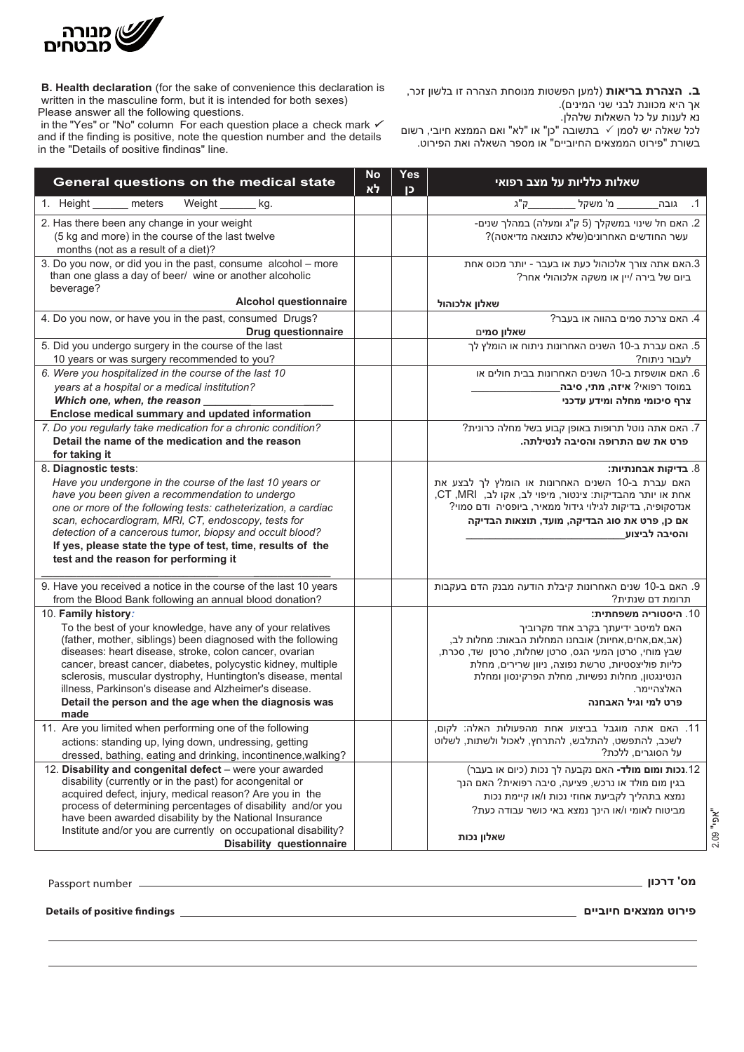מנורה מבטחים

**B. Health declaration** (for the sake of convenience this declaration is written in the masculine form, but it is intended for both sexes)
Please answer all the following questions.
in the "Yes" or "No" column For each question place a check mark ✓ and if the finding is positive, note the question number and the details in the "Details of positive findings" line.

**ב. הצהרת בריאות** (למען הפשטות מנוסחת הצהרה זו בלשון זכר, אך היא מכוונת לבני שני המינים).
נא לענות על כל השאלות שלהלן.
לכל שאלה יש לסמן ✓ בתשובה "כן" או "לא" ואם הממצא חיובי, רשום בשורת "פירוט הממצאים החיוביים" את מספר השאלה ואת הפירוט.

| General questions on the medical state | No לא | Yes כן | שאלות כלליות על מצב רפואי |
|---|---|---|---|
| 1. Height ______ meters Weight ______ kg. | | | 1. גובה______ מ' משקל ________ק"ג |
| 2. Has there been any change in your weight (5 kg and more) in the course of the last twelve months (not as a result of a diet)? | | | 2. האם חל שינוי במשקלך (5 ק"ג ומעלה) במהלך שנים-עשר החודשים האחרונים(שלא כתוצאה מדיאטה)? |
| 3. Do you now, or did you in the past, consume alcohol – more than one glass a day of beer/ wine or another alcoholic beverage? **Alcohol questionnaire** | | | 3.האם אתה צורך אלכוהול כעת או בעבר - יותר מכוס אחת ביום של בירה /יין או משקה אלכוהולי אחר? **שאלון אלכוהול** |
| 4. Do you now, or have you in the past, consumed Drugs? **Drug questionnaire** | | | 4. האם צרכת סמים בהווה או בעבר? **שאלון סמים** |
| 5. Did you undergo surgery in the course of the last 10 years or was surgery recommended to you? | | | 5. האם עברת ב-10 השנים האחרונות ניתוח או הומלץ לך לעבור ניתוח? |
| *6. Were you hospitalized in the course of the last 10 years at a hospital or a medical institution? Which one, when, the reason* ______ **Enclose medical summary and updated information** | | | 6. האם אושפזת ב-10 השנים האחרונות בבית חולים או במוסד רפואי? **איזה, מתי, סיבה**______ **צרף סיכומי מחלה ומידע עדכני** |
| *7. Do you regularly take medication for a chronic condition?* **Detail the name of the medication and the reason for taking it** | | | 7. האם אתה נוטל תרופות באופן קבוע בשל מחלה כרונית? **פרט את שם התרופה והסיבה לנטילתה.** |
| 8**. Diagnostic tests**: *Have you undergone in the course of the last 10 years or have you been given a recommendation to undergo one or more of the following tests: catheterization, a cardiac scan, echocardiogram, MRI, CT, endoscopy, tests for detection of a cancerous tumor, biopsy and occult blood?* **If yes, please state the type of test, time, results of the test and the reason for performing it** ______ | | | 8. **בדיקות אבחנתיות:** האם עברת ב-10 השנים האחרונות או הומלץ לך לבצע את אחת או יותר מהבדיקות: צינטור, מיפוי לב, אקו לב, CT ,MRI, אנדסקופיה, בדיקות לגילוי גידול ממאיר, ביופסיה ודם סמוי? **אם כן, פרט את סוג הבדיקה, מועד, תוצאות הבדיקה והסיבה לביצוע**______ |
| 9. Have you received a notice in the course of the last 10 years from the Blood Bank following an annual blood donation? | | | 9. האם ב-10 שנים האחרונות קיבלת הודעה מבנק הדם בעקבות תרומת דם שנתית? |
| 10. **Family history**: To the best of your knowledge, have any of your relatives (father, mother, siblings) been diagnosed with the following diseases: heart disease, stroke, colon cancer, ovarian cancer, breast cancer, diabetes, polycystic kidney, multiple sclerosis, muscular dystrophy, Huntington's disease, mental illness, Parkinson's disease and Alzheimer's disease. **Detail the person and the age when the diagnosis was made** | | | 10. **היסטוריה משפחתית:** האם למיטב ידיעתך בקרב אחד מקרוביך (אב,אם,אחים,אחיות) אובחנו המחלות הבאות: מחלות לב, שבץ מוחי, סרטן המעי הגס, סרטן שחלות, סרטן שד, סכרת, כליות פוליצסטיות, טרשת נפוצה, ניוון שרירים, מחלת הנטינגטון, מחלות נפשיות, מחלת הפרקינסון ומחלת האלצהיימר. **פרט למי וגיל האבחנה** |
| 11. Are you limited when performing one of the following actions: standing up, lying down, undressing, getting dressed, bathing, eating and drinking, incontinence,walking? | | | 11. האם אתה מוגבל בביצוע אחת מהפעולות האלה: לקום, לשכב, להתפשט, להתרחץ, להתלבש, לאכול ולשתות, לשלוט על הסוגרים, ללכת? |
| 12. **Disability and congenital defect** – were your awarded disability (currently or in the past) for acongenital or acquired defect, injury, medical reason? Are you in the process of determining percentages of disability and/or you have been awarded disability by the National Insurance Institute and/or you are currently on occupational disability? **Disability questionnaire** | | | 12.**נכות ומום מולד-** האם נקבעה לך נכות (כיום או בעבר) בגין מום מולד או נרכש, פציעה, סיבה רפואית? האם הנך נמצא בתהליך לקביעת אחוזי נכות ו/או קיימת נכות מביטוח לאומי ו/או הינך נמצא באי כושר עבודה כעת? **שאלון נכות** |

"אפי" 2.09

Passport number ______ **מס' דרכון**

**Details of positive findings** ______ **פירוט ממצאים חיוביים**

______

______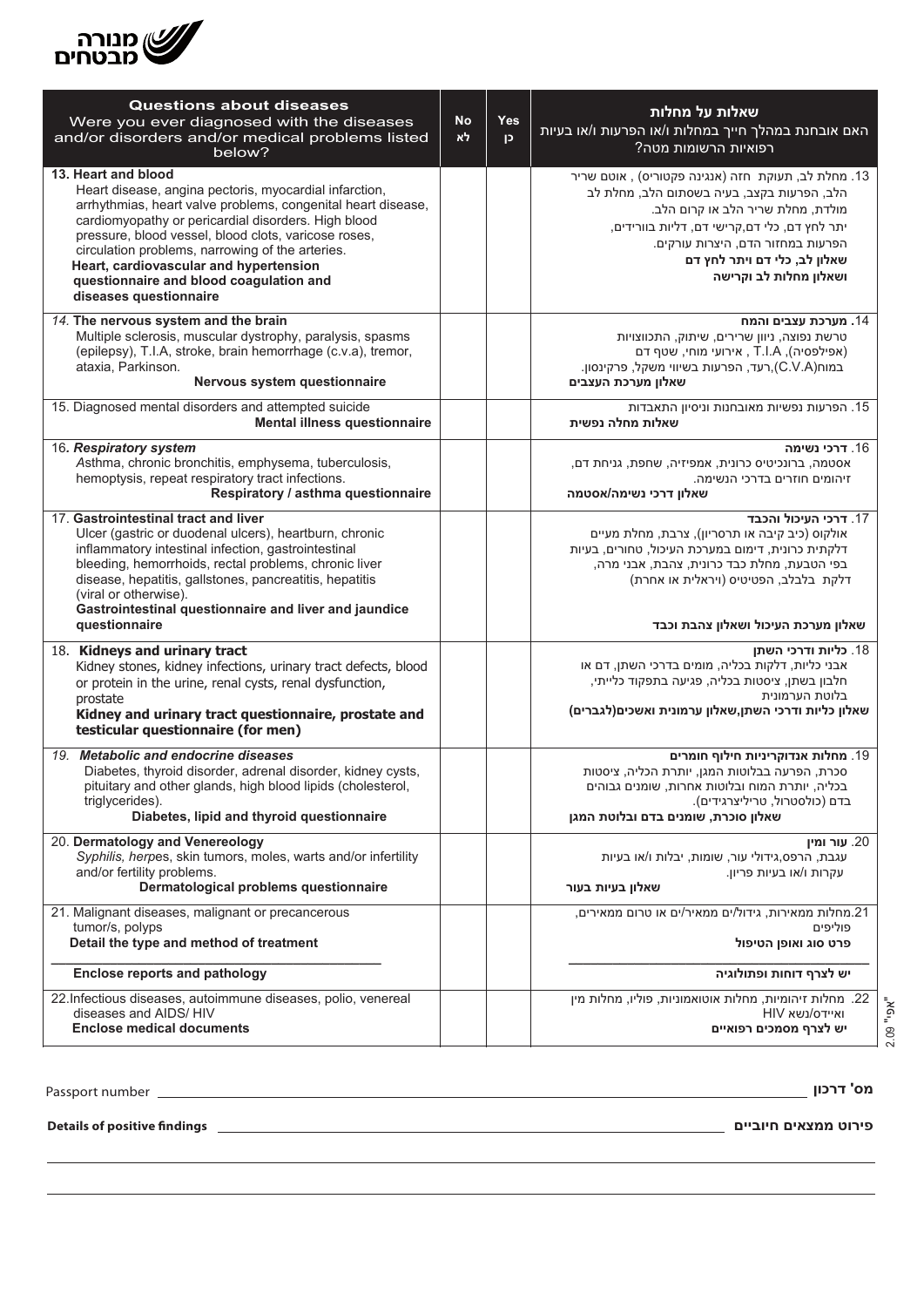**מנורה מבטחים**

| **Questions about diseases**<br>Were you ever diagnosed with the diseases and/or disorders and/or medical problems listed below? | **No**<br>**לא** | **Yes**<br>**כן** | **שאלות על מחלות**<br>האם אובחנת במהלך חייך במחלות ו/או הפרעות ו/או בעיות רפואיות הרשומות מטה? |
|---|---|---|---|
| **13. Heart and blood**<br>Heart disease, angina pectoris, myocardial infarction, arrhythmias, heart valve problems, congenital heart disease, cardiomyopathy or pericardial disorders. High blood pressure, blood vessel, blood clots, varicose roses, circulation problems, narrowing of the arteries.<br>**Heart, cardiovascular and hypertension questionnaire and blood coagulation and diseases questionnaire** | | | 13. מחלת לב, תעוקת חזה (אנגינה פקטוריס) , אוטם שריר הלב, הפרעות בקצב, בעיה בשסתום הלב, מחלת לב מולדת, מחלת שריר הלב או קרום הלב. יתר לחץ דם, כלי דם,קרישי דם, דליות בוורידים, הפרעות במחזור הדם, היצרות עורקים.<br>**שאלון לב, כלי דם ויתר לחץ דם ושאלון מחלות לב וקרישה** |
| *14.* **The nervous system and the brain**<br>Multiple sclerosis, muscular dystrophy, paralysis, spasms (epilepsy), T.I.A, stroke, brain hemorrhage (c.v.a), tremor, ataxia, Parkinson.<br>**Nervous system questionnaire** | | | 14. **מערכת עצבים והמח**<br>טרשת נפוצה, ניוון שרירים, שיתוק, התכווציות (אפילפסיה), T.I.A , אירועי מוחי, שטף דם במוח(C.V.A),רעד, הפרעות בשיווי משקל, פרקינסון.<br>**שאלון מערכת העצבים** |
| 15. Diagnosed mental disorders and attempted suicide<br>**Mental illness questionnaire** | | | 15. הפרעות נפשיות מאובחנות וניסיון התאבדות<br>**שאלות מחלה נפשית** |
| 16. ***Respiratory system***<br>*A*sthma, chronic bronchitis, emphysema, tuberculosis, hemoptysis, repeat respiratory tract infections.<br>**Respiratory / asthma questionnaire** | | | 16. **דרכי נשימה**<br>אסטמה, ברונכיטיס כרונית, אמפיזיה, שחפת, גניחת דם, זיהומים חוזרים בדרכי הנשימה.<br>**שאלון דרכי נשימה/אסטמה** |
| 17. **Gastrointestinal tract and liver**<br>Ulcer (gastric or duodenal ulcers), heartburn, chronic inflammatory intestinal infection, gastrointestinal bleeding, hemorrhoids, rectal problems, chronic liver disease, hepatitis, gallstones, pancreatitis, hepatitis (viral or otherwise).<br>**Gastrointestinal questionnaire and liver and jaundice questionnaire** | | | 17. **דרכי העיכול והכבד**<br>אולקוס (כיב קיבה או תרסריון), צרבת, מחלת מעיים דלקתית כרונית, דימום במערכת העיכול, טחורים, בעיות בפי הטבעת, מחלת כבד כרונית, צהבת, אבני מרה, דלקת בלבלב, הפטיטיס (ויראלית או אחרת)<br>**שאלון מערכת העיכול ושאלון צהבת וכבד** |
| 18. **Kidneys and urinary tract**<br>Kidney stones, kidney infections, urinary tract defects, blood or protein in the urine, renal cysts, renal dysfunction, prostate<br>**Kidney and urinary tract questionnaire, prostate and testicular questionnaire (for men)** | | | 18. **כליות ודרכי השתן**<br>אבני כליות, דלקות בכליה, מומים בדרכי השתן, דם או חלבון בשתן, ציסטות בכליה, פגיעה בתפקוד כלייתי, בלוטת הערמונית<br>**שאלון כליות ודרכי השתן,שאלון ערמונית ואשכים(לגברים)** |
| *19.* ***Metabolic and endocrine diseases***<br>Diabetes, thyroid disorder, adrenal disorder, kidney cysts, pituitary and other glands, high blood lipids (cholesterol, triglycerides).<br>**Diabetes, lipid and thyroid questionnaire** | | | 19. **מחלות אנדוקריניות חילוף חומרים**<br>סכרת, הפרעה בבלוטות המגן, יותרת הכליה, ציסטות בכליה, יותרת המוח ובלוטות אחרות, שומנים גבוהים בדם (כולסטרול, טריגליצרידים).<br>**שאלון סוכרת, שומנים בדם ובלוטת המגן** |
| 20. **Dermatology and Venereology**<br>*Syphilis, herpes*, skin tumors, moles, warts and/or infertility and/or fertility problems.<br>**Dermatological problems questionnaire** | | | 20. **עור ומין**<br>עגבת, הרפס,גידולי עור, שומות, יבלות ו/או בעיות עקרות ו/או בעיות פריון.<br>**שאלון בעיות בעור** |
| 21. Malignant diseases, malignant or precancerous tumor/s, polyps<br>**Detail the type and method of treatment**<br>\_\_\_\_\_\_\_\_\_\_\_\_\_\_\_\_\_\_\_\_\_\_\_\_\_\_\_\_\_\_\_\_\_\_\_\_\_\_\_\_<br>**Enclose reports and pathology** | | | 21.מחלות ממאירות, גידול/ים ממאיר/ים או טרום ממאירים, פוליפים<br>**פרט סוג ואופן הטיפול**<br>\_\_\_\_\_\_\_\_\_\_\_\_\_\_\_\_\_\_\_\_\_\_\_\_\_\_\_\_\_\_\_\_\_\_\_\_\_\_\_\_<br>**יש לצרף דוחות ופתולוגיה** |
| 22.Infectious diseases, autoimmune diseases, polio, venereal diseases and AIDS/ HIV<br>**Enclose medical documents** | | | 22. מחלות זיהומיות, מחלות אוטואמוניות, פוליו, מחלות מין ואיידס/נשא HIV<br>**יש לצרף מסמכים רפואיים** |

Passport number \_\_\_\_\_\_\_\_\_\_\_\_\_\_\_\_\_\_\_\_\_\_\_\_\_\_\_\_\_\_\_\_\_\_\_\_\_\_\_\_ **מס' דרכון**

**Details of positive findings** \_\_\_\_\_\_\_\_\_\_\_\_\_\_\_\_\_\_\_\_\_\_\_\_\_\_\_\_\_\_\_\_\_\_\_\_\_\_\_\_ **פירוט ממצאים חיוביים**

\_\_\_\_\_\_\_\_\_\_\_\_\_\_\_\_\_\_\_\_\_\_\_\_\_\_\_\_\_\_\_\_\_\_\_\_\_\_\_\_\_\_\_\_\_\_\_\_\_\_\_\_\_\_\_\_\_\_\_\_\_\_\_\_\_\_\_\_\_\_\_\_\_\_\_\_

\_\_\_\_\_\_\_\_\_\_\_\_\_\_\_\_\_\_\_\_\_\_\_\_\_\_\_\_\_\_\_\_\_\_\_\_\_\_\_\_\_\_\_\_\_\_\_\_\_\_\_\_\_\_\_\_\_\_\_\_\_\_\_\_\_\_\_\_\_\_\_\_\_\_\_\_

2.09 "אפי"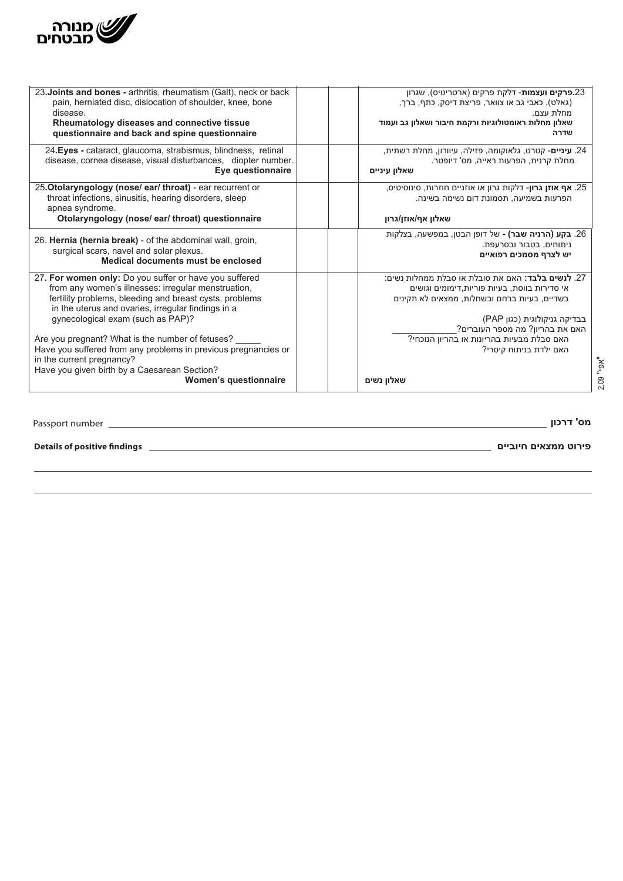מנורה מבטחים

| | | | |
|---|---|---|---|
| 23.**Joints and bones -** arthritis, rheumatism (Galt), neck or back pain, herniated disc, dislocation of shoulder, knee, bone disease.<br>**Rheumatology diseases and connective tissue questionnaire and back and spine questionnaire** | | | 23.**פרקים ועצמות**- דלקת פרקים (ארטריטיס), שגרון (גאלט), כאבי גב או צוואר, פריצת דיסק, כתף, ברך, מחלת עצם.<br>**שאלון מחלות ראומטולוגיות ורקמת חיבור ושאלון גב ועמוד שדרה** |
| 24.**Eyes -** cataract, glaucoma, strabismus, blindness, retinal disease, cornea disease, visual disturbances, diopter number.<br>**Eye questionnaire** | | | 24. **עיניים**- קטרט, גלאוקומה, פזילה, עיוורון, מחלת רשתית, מחלת קרנית, הפרעות ראייה, מס' דיופטר.<br>**שאלון עיניים** |
| 25.**Otolaryngology (nose/ ear/ throat)** - ear recurrent or throat infections, sinusitis, hearing disorders, sleep apnea syndrome.<br>**Otolaryngology (nose/ ear/ throat) questionnaire** | | | 25. **אף אוזן גרון**- דלקות גרון או אוזניים חוזרות, סינוסיטיס, הפרעות בשמיעה, תסמונת דום נשימה בשינה.<br>**שאלון אף/אוזן/גרון** |
| 26. **Hernia (hernia break)** - of the abdominal wall, groin, surgical scars, navel and solar plexus.<br>**Medical documents must be enclosed** | | | 26. **בקע (הרניה שבר) -** של דופן הבטן, במפשעה, בצלקות ניתוחים, בטבור ובסרעפת.<br>**יש לצרף מסמכים רפואיים** |
| 27. **For women only:** Do you suffer or have you suffered from any women's illnesses: irregular menstruation, fertility problems, bleeding and breast cysts, problems in the uterus and ovaries, irregular findings in a gynecological exam (such as PAP)?<br>Are you pregnant? What is the number of fetuses? _____<br>Have you suffered from any problems in previous pregnancies or in the current pregnancy?<br>Have you given birth by a Caesarean Section?<br>**Women's questionnaire** | | | 27. **לנשים בלבד:** האם את סובלת או סבלת ממחלות נשים: אי סדירות בווסת, בעיות פוריות,דימומים וגושים בשדיים, בעיות ברחם ובשחלות, ממצאים לא תקינים בבדיקה גניקולוגית (כגון PAP)<br>האם את בהריון? מה מספר העוברים?_____________<br>האם סבלת מבעיות בהריונות או בהריון הנוכחי?<br>האם ילדת בניתוח קיסרי?<br>**שאלון נשים** |

Passport number ______________________________ **מס' דרכון**

**Details of positive findings** ______________________________ **פירוט ממצאים חיוביים**

______________________________________________________________

______________________________________________________________

2.09 "אפי"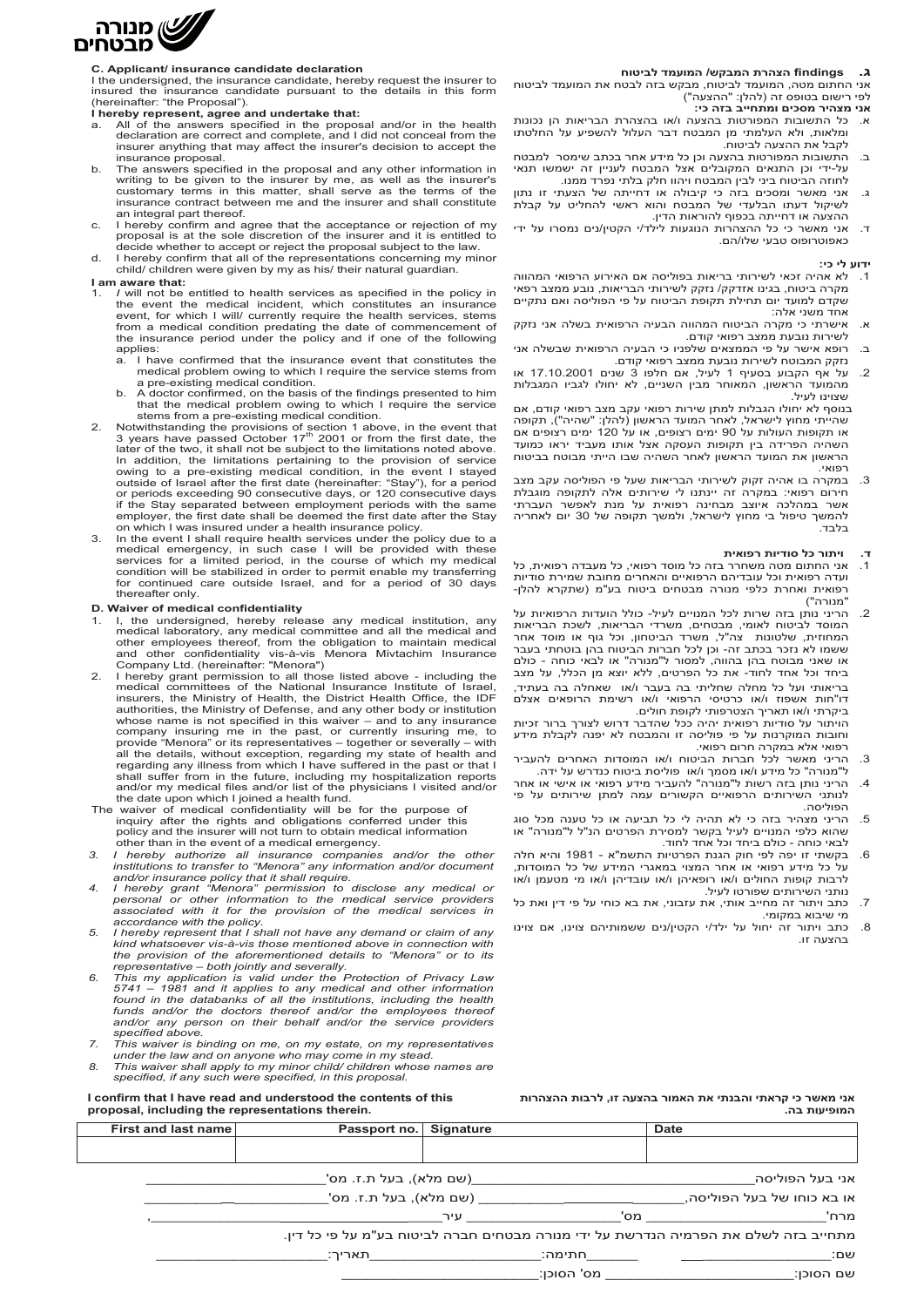מנורה מבטחים

### C. Applicant/ insurance candidate declaration

I the undersigned, the insurance candidate, hereby request the insurer to insured the insurance candidate pursuant to the details in this form (hereinafter: "the Proposal").

**I hereby represent, agree and undertake that:**

a. All of the answers specified in the proposal and/or in the health declaration are correct and complete, and I did not conceal from the insurer anything that may affect the insurer's decision to accept the insurance proposal.
b. The answers specified in the proposal and any other information in writing to be given to the insurer by me, as well as the insurer's customary terms in this matter, shall serve as the terms of the insurance contract between me and the insurer and shall constitute an integral part thereof.
c. I hereby confirm and agree that the acceptance or rejection of my proposal is at the sole discretion of the insurer and it is entitled to decide whether to accept or reject the proposal subject to the law.
d. I hereby confirm that all of the representations concerning my minor child/ children were given by my as his/ their natural guardian.

**I am aware that:**

1. I will not be entitled to health services as specified in the policy in the event the medical incident, which constitutes an insurance event, for which I will/ currently require the health services, stems from a medical condition predating the date of commencement of the insurance period under the policy and if one of the following applies:
   a. I have confirmed that the insurance event that constitutes the medical problem owing to which I require the service stems from a pre-existing medical condition.
   b. A doctor confirmed, on the basis of the findings presented to him that the medical problem owing to which I require the service stems from a pre-existing medical condition.
2. Notwithstanding the provisions of section 1 above, in the event that 3 years have passed October 17th 2001 or from the first date, the later of the two, it shall not be subject to the limitations noted above. In addition, the limitations pertaining to the provision of service owing to a pre-existing medical condition, in the event I stayed outside of Israel after the first date (hereinafter: "Stay"), for a period or periods exceeding 90 consecutive days, or 120 consecutive days if the Stay separated between employment periods with the same employer, the first date shall be deemed the first date after the Stay on which I was insured under a health insurance policy.
3. In the event I shall require health services under the policy due to a medical emergency, in such case I will be provided with these services for a limited period, in the course of which my medical condition will be stabilized in order to permit enable my transferring for continued care outside Israel, and for a period of 30 days thereafter only.

### D. Waiver of medical confidentiality

1. I, the undersigned, hereby release any medical institution, any medical laboratory, any medical committee and all the medical and other employees thereof, from the obligation to maintain medical and other confidentiality vis-à-vis Menora Mivtachim Insurance Company Ltd. (hereinafter: "Menora")
2. I hereby grant permission to all those listed above - including the medical committees of the National Insurance Institute of Israel, insurers, the Ministry of Health, the District Health Office, the IDF authorities, the Ministry of Defense, and any other body or institution whose name is not specified in this waiver – and to any insurance company insuring me in the past, or currently insuring me, to provide "Menora" or its representatives – together or severally – with all the details, without exception, regarding my state of health and regarding any illness from which I have suffered in the past or that I shall suffer from in the future, including my hospitalization reports and/or my medical files and/or list of the physicians I visited and/or the date upon which I joined a health fund.

The waiver of medical confidentiality will be for the purpose of inquiry after the rights and obligations conferred under this policy and the insurer will not turn to obtain medical information other than in the event of a medical emergency.

3. *I hereby authorize all insurance companies and/or the other institutions to transfer to "Menora" any information and/or document and/or insurance policy that it shall require.*
4. *I hereby grant "Menora" permission to disclose any medical or personal or other information to the medical service providers associated with it for the provision of the medical services in accordance with the policy.*
5. *I hereby represent that I shall not have any demand or claim of any kind whatsoever vis-à-vis those mentioned above in connection with the provision of the aforementioned details to "Menora" or to its representative – both jointly and severally.*
6. *This my application is valid under the Protection of Privacy Law 5741 – 1981 and it applies to any medical and other information found in the databanks of all the institutions, including the health funds and/or the doctors thereof and/or the employees thereof and/or any person on their behalf and/or the service providers specified above.*
7. *This waiver is binding on me, on my estate, on my representatives under the law and on anyone who may come in my stead.*
8. *This waiver shall apply to my minor child/ children whose names are specified, if any such were specified, in this proposal.*

### ג. findings הצהרת המבקש/ המועמד לביטוח

אני החתום מטה, המועמד לביטוח, מבקש בזה לבטח את המועמד לביטוח לפי רישום בטופס זה (להלן: "ההצעה")

**אני מצהיר מסכים ומתחייב בזה כי:**

א. כל התשובות המפורטות בהצעה ו/או בהצהרת הבריאות הן נכונות ומלאות, ולא העלמתי מן המבטח דבר העלול להשפיע על החלטתו לקבל את ההצעה לביטוח.
ב. התשובות המפורטות בהצעה וכן כל מידע אחר בכתב שימסר למבטח על-ידי וכן התנאים המקובלים אצל המבטח לעניין זה ישמשו תנאי לחוזה הביטוח ביני לבין המבטח ויהוו חלק בלתי נפרד ממנו.
ג. אני מאשר ומסכים בזה כי קיבולה או דחייתה של הצעתי זו נתון לשיקול דעתו הבלעדי של המבטח והוא ראשי להחליט על קבלת ההצעה או דחייתה בכפוף להוראות הדין.
ד. אני מאשר כי כל ההצהרות הנוגעות לילד/י הקטין/נים נמסרו על ידי כאפוטרופוס טבעי שלו/הם.

**ידוע לי כי:**

1. לא אהיה זכאי לשירותי בריאות בפוליסה אם האירוע הרפואי המהווה מקרה ביטוח, בגינו אזדקק/ נזקק לשירותי הבריאות, נובע ממצב רפואי שקדם למועד יום תחילת תקופת הביטוח על פי הפוליסה ואם נתקיים אחד משני אלה:
   א. אישרתי כי מקרה הביטוח המהווה הבעיה הרפואית בשלה אני נזקק לשירות נובעת ממצב רפואי קודם.
   ב. רופא אישר על פי הממצאים שלפניו כי הבעיה הרפואית שבשלה אני נזקק המבוטח לשירות נובעת ממצב רפואי קודם.
2. על אף הקבוע בסעיף 1 לעיל, אם חלפו 3 שנים 17.10.2001 או מהמועד הראשון, המאוחר מבין השניים, לא יחולו לגביו המגבלות שצוינו לעיל.
   בנוסף לא יחולו הגבלות למתן שירות רפואי עקב מצב רפואי קודם, אם שהיתי מחוץ לישראל, לאחר המועד הראשון (להלן: "שהיה"), תקופה או תקופות העולות על 90 ימים רצופים, או על 120 ימים רצופים אם השהיה הפרידה בין תקופות העסקה אצל אותו מעביד יראו כמועד הראשון את המועד הראשון לאחר השהיה שבו הייתי מבוטח בביטוח רפואי.
3. במקרה בו אהיה זקוק לשירותי הבריאות שעל פי הפוליסה עקב מצב חירום רפואי: במקרה זה יינתנו לי שירותים אלה לתקופה מוגבלת אשר במהלכה איוצב מבחינה רפואית על מנת לאפשר העברתי להמשך טיפול בי מחוץ לישראל, ולמשך תקופה של 30 יום לאחריה בלבד.

### ד. ויתור כל סודיות רפואית

1. אני החתום מטה משחרר בזה כל מוסד רפואי, כל מעבדה רפואית, כל ועדה רפואית וכל עובדיהם הרפואיים והאחרים מחובת שמירת סודיות רפואית ואחרת כלפי מנורה מבטחים ביטוח בע"מ (שתקרא להלן- "מנורה")
2. הריני נותן בזה שרות לכל המנויים לעיל- כולל הועדות הרפואיות על המוסד לביטוח לאומי, מבטחים, משרדי הבריאות, לשכת הבריאות המחוזית, שלטונות צה"ל, משרד הביטחון, וכל גוף או מוסד אחר ששמו לא נזכר בכתב זה- וכן לכל חברות הביטוח בהן בוטחתי בעבר או שאני מבוטח בהן בהווה, למסור ל"מנורה" או לבאי כוחה - כולם ביחד וכל אחד לחוד- את כל הפרטים, ללא יוצא מן הכלל, על מצב בריאותי ועל כל מחלה שחליתי בה בעבר ו/או שאחלה בה בעתיד, דו"חות אשפוז ו/או כרטיסי הרפואי ו/או רשימת הרופאים אצלם ביקרתי ו/או תאריך הצטרפותי לקופת חולים.
   הויתור על סודיות רפואית יהיה ככל שהדבר דרוש לצורך ברור זכויות וחובות הנובעות על פי פוליסה זו והמבטח לא יפנה לקבלת מידע רפואי אלא במקרה חרום רפואי.
3. הריני מאשר לכל חברות הביטוח ו/או המוסדות האחרים להעביר ל"מנורה" כל מידע ו/או מסמך ו/או פוליסת ביטוח כנדרש על ידה.
4. הריני נותן בזה רשות ל"מנורה" להעביר מידע רפואי או אישי או אחר לנותני השירותים הרפואיים הקשורים עמה למתן שירותים על פי הפוליסה.
5. הריני מצהיר בזה כי לא תהיה לי כל תביעה או כל טענה מכל סוג שהוא כלפי המנויים לעיל בקשר למסירת הפרטים הנ"ל ל"מנורה" או לבאי כוחה - כולם ביחד וכל אחד לחוד.
6. בקשתי זו יפה לפי חוק הגנת הפרטיות התשמ"א - 1981 והיא חלה על כל מידע רפואי או אחר המצוי במאגרי המידע של כל המוסדות, לרבות קופות החולים ו/או רופאיהן ו/או עובדיהן ו/או מי מטעמן ו/או נותני השירותים שפורטו לעיל.
7. כתב ויתור זה מחייב אותי, את עזבוני, את בא כוחי על פי דין ואת כל מי שיבוא במקומי.
8. כתב ויתור זה יחול על ילדי/ ילדי הקטין/נים ששמותיהם צוינו, אם צוינו בהצעה זו.

**I confirm that I have read and understood the contents of this proposal, including the representations therein.**

**אני מאשר כי קראתי והבנתי את האמור בהצעה זו, לרבות ההצהרות המופיעות בה.**

| First and last name | Passport no. | Signature | Date |
|---|---|---|---|
| | | | |

אני בעל הפוליסה_____________________(שם מלא), בעל ת.ז. מס'_____________________

או בא כוחו של בעל הפוליסה,__________ (שם מלא), בעל ת.ז. מס'_____________________

מרח'_____________ מס'_______________ עיר_____________________________,

מתחייב בזה לשלם את הפרמיה הנדרשת על ידי מנורה מבטחים חברה לביטוח בע"מ על פי כל דין.

שם:_______________ חתימה:_____________________תאריך:_____________________

שם הסוכן:___________________ מס' הסוכן:_____________________________